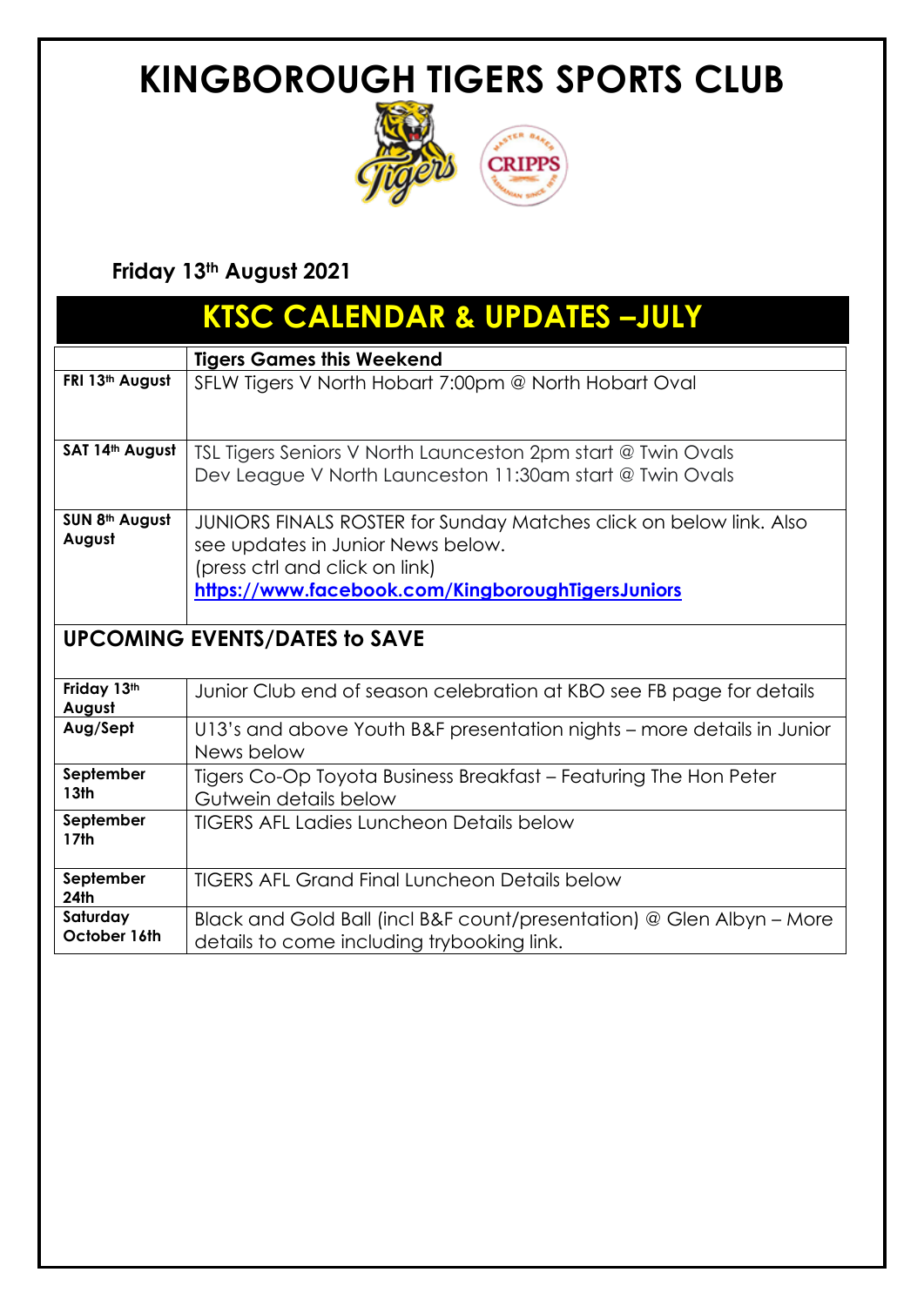# KINGBOROUGH TIGERS SPORTS CLUB

**Friday 13th August 2021**

## KTSC CALENDAR & UPDATES –JULY

| | **Tigers Games this Weekend** |
|---|---|
| **FRI 13th August** | SFLW Tigers V North Hobart 7:00pm @ North Hobart Oval |
| **SAT 14th August** | TSL Tigers Seniors V North Launceston 2pm start @ Twin Ovals<br>Dev League V North Launceston 11:30am start @ Twin Ovals |
| **SUN 8th August August** | JUNIORS FINALS ROSTER for Sunday Matches click on below link. Also see updates in Junior News below.<br>(press ctrl and click on link)<br>**https://www.facebook.com/KingboroughTigersJuniors** |
| **UPCOMING EVENTS/DATES to SAVE** | |
| **Friday 13th August** | Junior Club end of season celebration at KBO see FB page for details |
| **Aug/Sept** | U13's and above Youth B&F presentation nights – more details in Junior News below |
| **September 13th** | Tigers Co-Op Toyota Business Breakfast – Featuring The Hon Peter Gutwein details below |
| **September 17th** | TIGERS AFL Ladies Luncheon Details below |
| **September 24th** | TIGERS AFL Grand Final Luncheon Details below |
| **Saturday October 16th** | Black and Gold Ball (incl B&F count/presentation) @ Glen Albyn – More details to come including trybooking link. |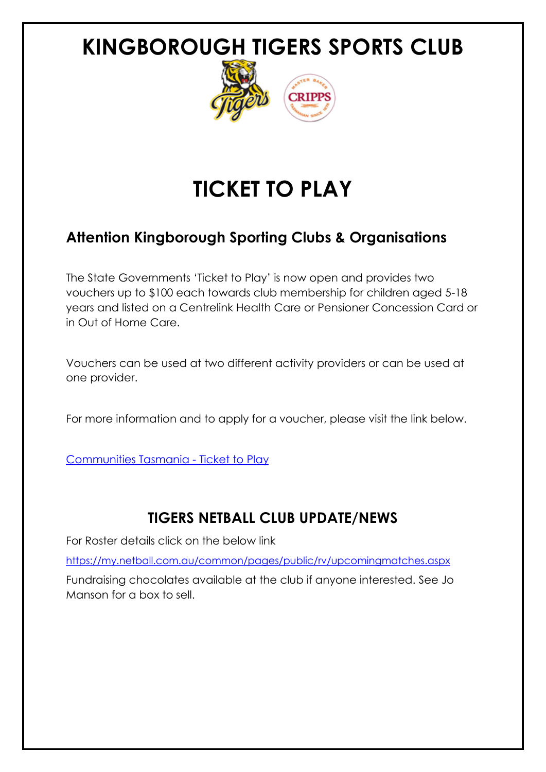# KINGBOROUGH TIGERS SPORTS CLUB

# TICKET TO PLAY

### Attention Kingborough Sporting Clubs & Organisations

The State Governments 'Ticket to Play' is now open and provides two vouchers up to $100 each towards club membership for children aged 5-18 years and listed on a Centrelink Health Care or Pensioner Concession Card or in Out of Home Care.

Vouchers can be used at two different activity providers or can be used at one provider.

For more information and to apply for a voucher, please visit the link below.

Communities Tasmania - Ticket to Play

## TIGERS NETBALL CLUB UPDATE/NEWS

For Roster details click on the below link

https://my.netball.com.au/common/pages/public/rv/upcomingmatches.aspx

Fundraising chocolates available at the club if anyone interested. See Jo Manson for a box to sell.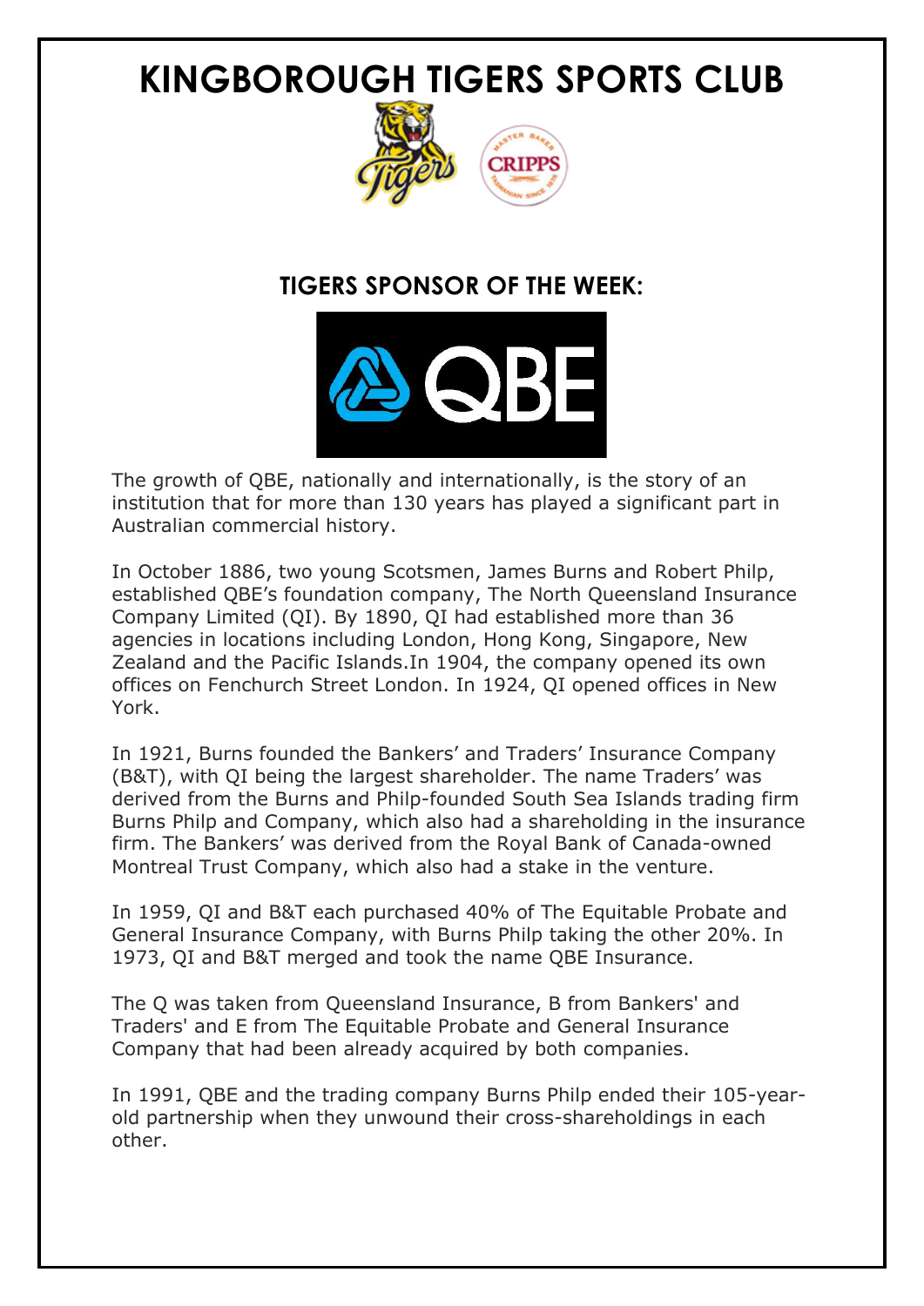# KINGBOROUGH TIGERS SPORTS CLUB

## TIGERS SPONSOR OF THE WEEK:

The growth of QBE, nationally and internationally, is the story of an institution that for more than 130 years has played a significant part in Australian commercial history.

In October 1886, two young Scotsmen, James Burns and Robert Philp, established QBE's foundation company, The North Queensland Insurance Company Limited (QI). By 1890, QI had established more than 36 agencies in locations including London, Hong Kong, Singapore, New Zealand and the Pacific Islands.In 1904, the company opened its own offices on Fenchurch Street London. In 1924, QI opened offices in New York.

In 1921, Burns founded the Bankers' and Traders' Insurance Company (B&T), with QI being the largest shareholder. The name Traders' was derived from the Burns and Philp-founded South Sea Islands trading firm Burns Philp and Company, which also had a shareholding in the insurance firm. The Bankers' was derived from the Royal Bank of Canada-owned Montreal Trust Company, which also had a stake in the venture.

In 1959, QI and B&T each purchased 40% of The Equitable Probate and General Insurance Company, with Burns Philp taking the other 20%. In 1973, QI and B&T merged and took the name QBE Insurance.

The Q was taken from Queensland Insurance, B from Bankers' and Traders' and E from The Equitable Probate and General Insurance Company that had been already acquired by both companies.

In 1991, QBE and the trading company Burns Philp ended their 105-year-old partnership when they unwound their cross-shareholdings in each other.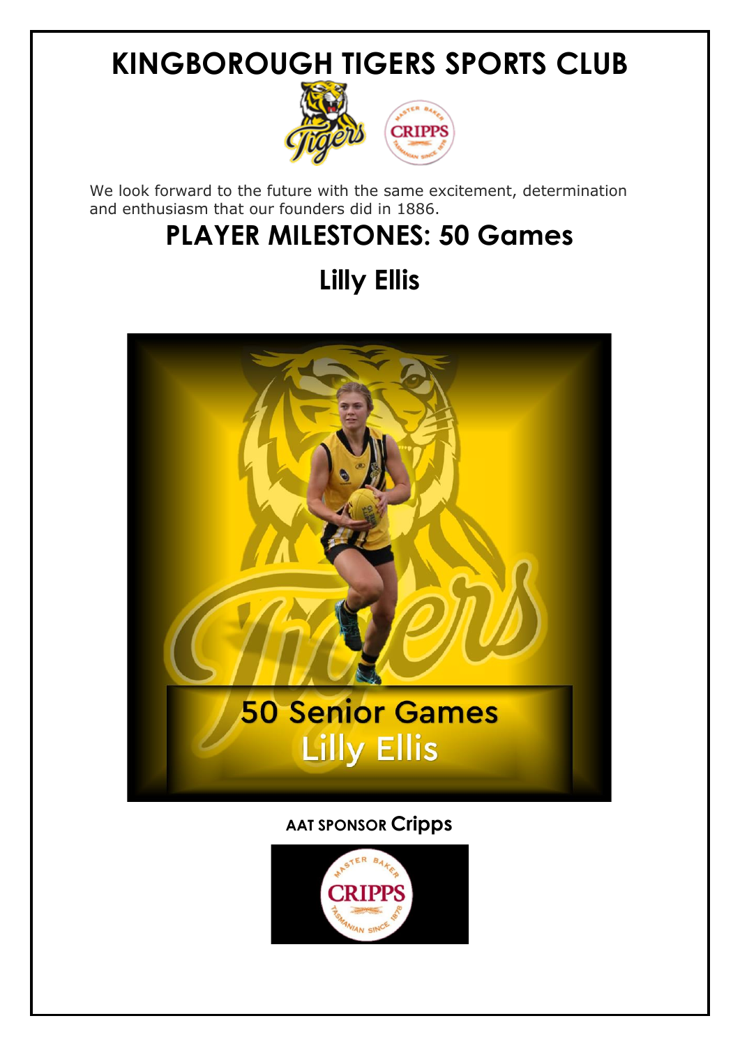# KINGBOROUGH TIGERS SPORTS CLUB

We look forward to the future with the same excitement, determination and enthusiasm that our founders did in 1886.

## PLAYER MILESTONES: 50 Games

## Lilly Ellis

50 Senior Games
Lilly Ellis

**AAT SPONSOR Cripps**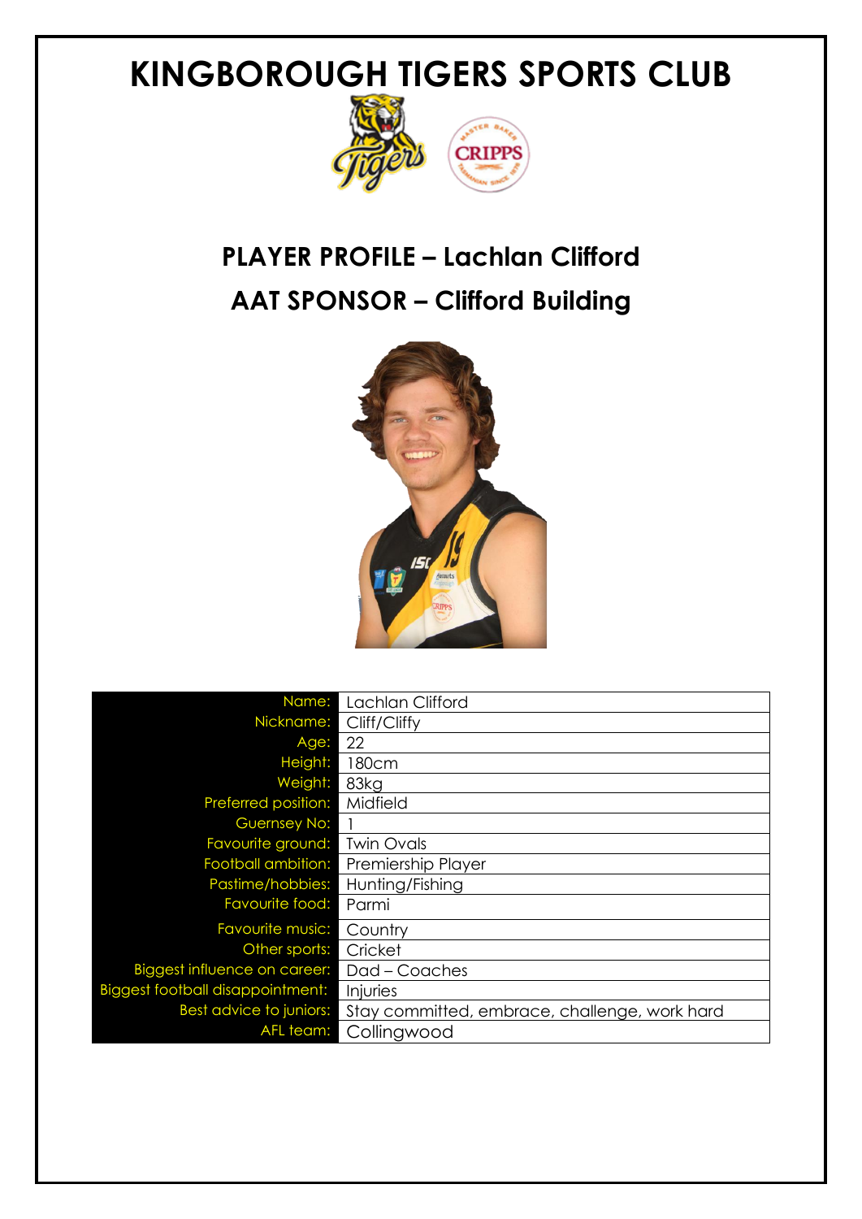# KINGBOROUGH TIGERS SPORTS CLUB

## PLAYER PROFILE – Lachlan Clifford

## AAT SPONSOR – Clifford Building

| | |
|---|---|
| Name: | Lachlan Clifford |
| Nickname: | Cliff/Cliffy |
| Age: | 22 |
| Height: | 180cm |
| Weight: | 83kg |
| Preferred position: | Midfield |
| Guernsey No: | 1 |
| Favourite ground: | Twin Ovals |
| Football ambition: | Premiership Player |
| Pastime/hobbies: | Hunting/Fishing |
| Favourite food: | Parmi |
| Favourite music: | Country |
| Other sports: | Cricket |
| Biggest influence on career: | Dad – Coaches |
| Biggest football disappointment: | Injuries |
| Best advice to juniors: | Stay committed, embrace, challenge, work hard |
| AFL team: | Collingwood |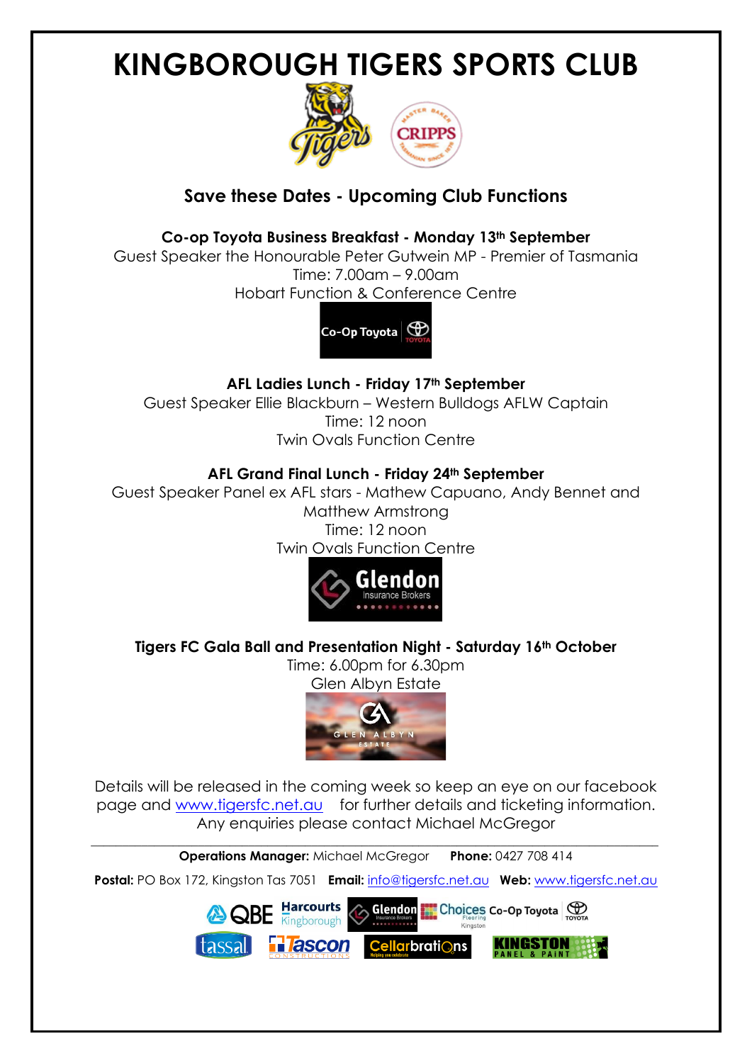# KINGBOROUGH TIGERS SPORTS CLUB

## Save these Dates - Upcoming Club Functions

**Co-op Toyota Business Breakfast - Monday 13th September**
Guest Speaker the Honourable Peter Gutwein MP - Premier of Tasmania
Time: 7.00am – 9.00am
Hobart Function & Conference Centre

**AFL Ladies Lunch - Friday 17th September**
Guest Speaker Ellie Blackburn – Western Bulldogs AFLW Captain
Time: 12 noon
Twin Ovals Function Centre

**AFL Grand Final Lunch - Friday 24th September**
Guest Speaker Panel ex AFL stars - Mathew Capuano, Andy Bennet and Matthew Armstrong
Time: 12 noon
Twin Ovals Function Centre

**Tigers FC Gala Ball and Presentation Night - Saturday 16th October**
Time: 6.00pm for 6.30pm
Glen Albyn Estate

Details will be released in the coming week so keep an eye on our facebook page and www.tigersfc.net.au for further details and ticketing information.
Any enquiries please contact Michael McGregor

---

**Operations Manager:** Michael McGregor **Phone:** 0427 708 414

**Postal:** PO Box 172, Kingston Tas 7051 **Email:** info@tigersfc.net.au **Web:** www.tigersfc.net.au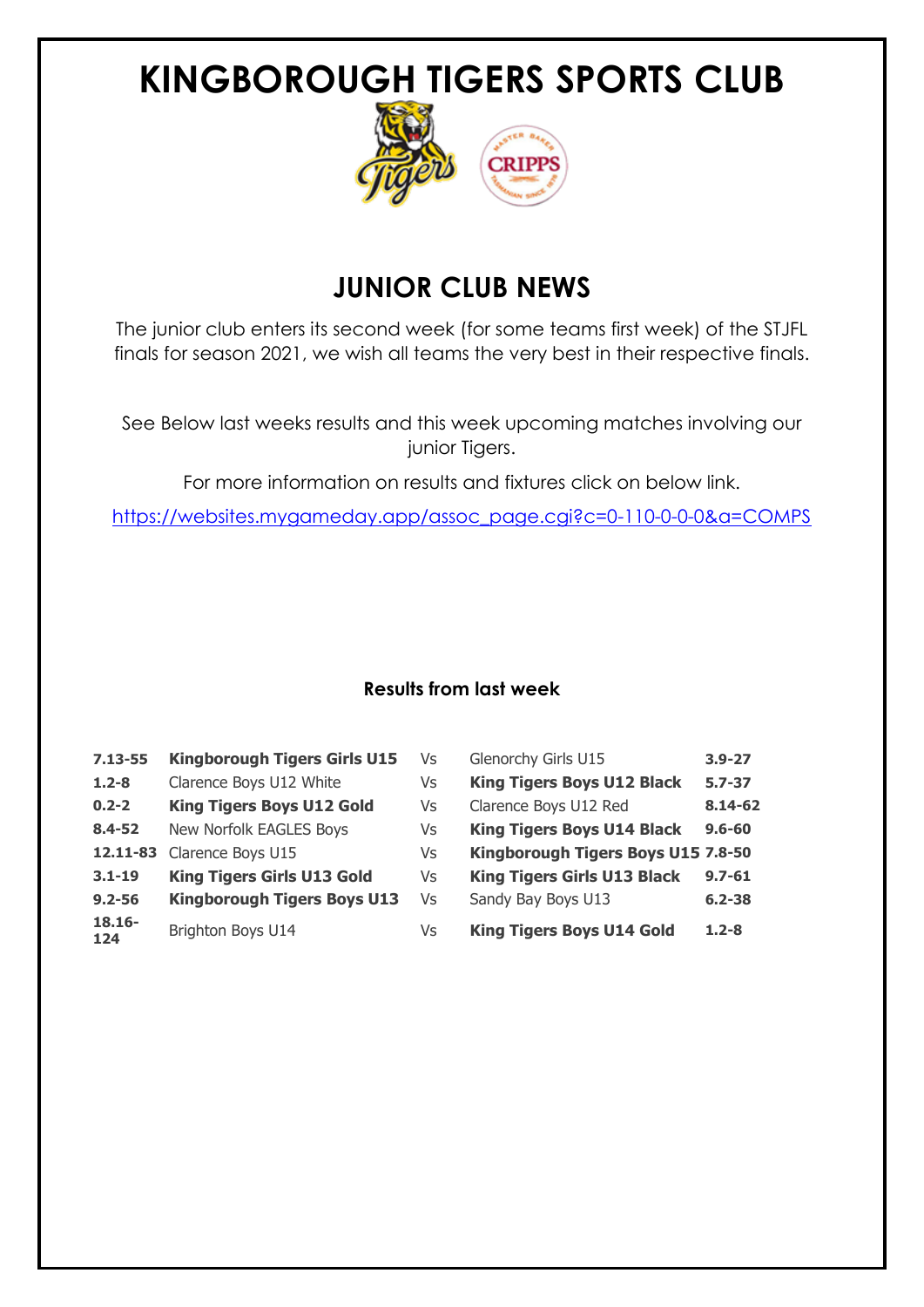# KINGBOROUGH TIGERS SPORTS CLUB

## JUNIOR CLUB NEWS

The junior club enters its second week (for some teams first week) of the STJFL finals for season 2021, we wish all teams the very best in their respective finals.

See Below last weeks results and this week upcoming matches involving our junior Tigers.

For more information on results and fixtures click on below link.

https://websites.mygameday.app/assoc_page.cgi?c=0-110-0-0-0&a=COMPS

### Results from last week

| | | | | |
|---|---|---|---|---|
| **7.13-55** | **Kingborough Tigers Girls U15** | Vs | Glenorchy Girls U15 | **3.9-27** |
| **1.2-8** | Clarence Boys U12 White | Vs | **King Tigers Boys U12 Black** | **5.7-37** |
| **0.2-2** | **King Tigers Boys U12 Gold** | Vs | Clarence Boys U12 Red | **8.14-62** |
| **8.4-52** | New Norfolk EAGLES Boys | Vs | **King Tigers Boys U14 Black** | **9.6-60** |
| **12.11-83** | Clarence Boys U15 | Vs | **Kingborough Tigers Boys U15** | **7.8-50** |
| **3.1-19** | **King Tigers Girls U13 Gold** | Vs | **King Tigers Girls U13 Black** | **9.7-61** |
| **9.2-56** | **Kingborough Tigers Boys U13** | Vs | Sandy Bay Boys U13 | **6.2-38** |
| **18.16-124** | Brighton Boys U14 | Vs | **King Tigers Boys U14 Gold** | **1.2-8** |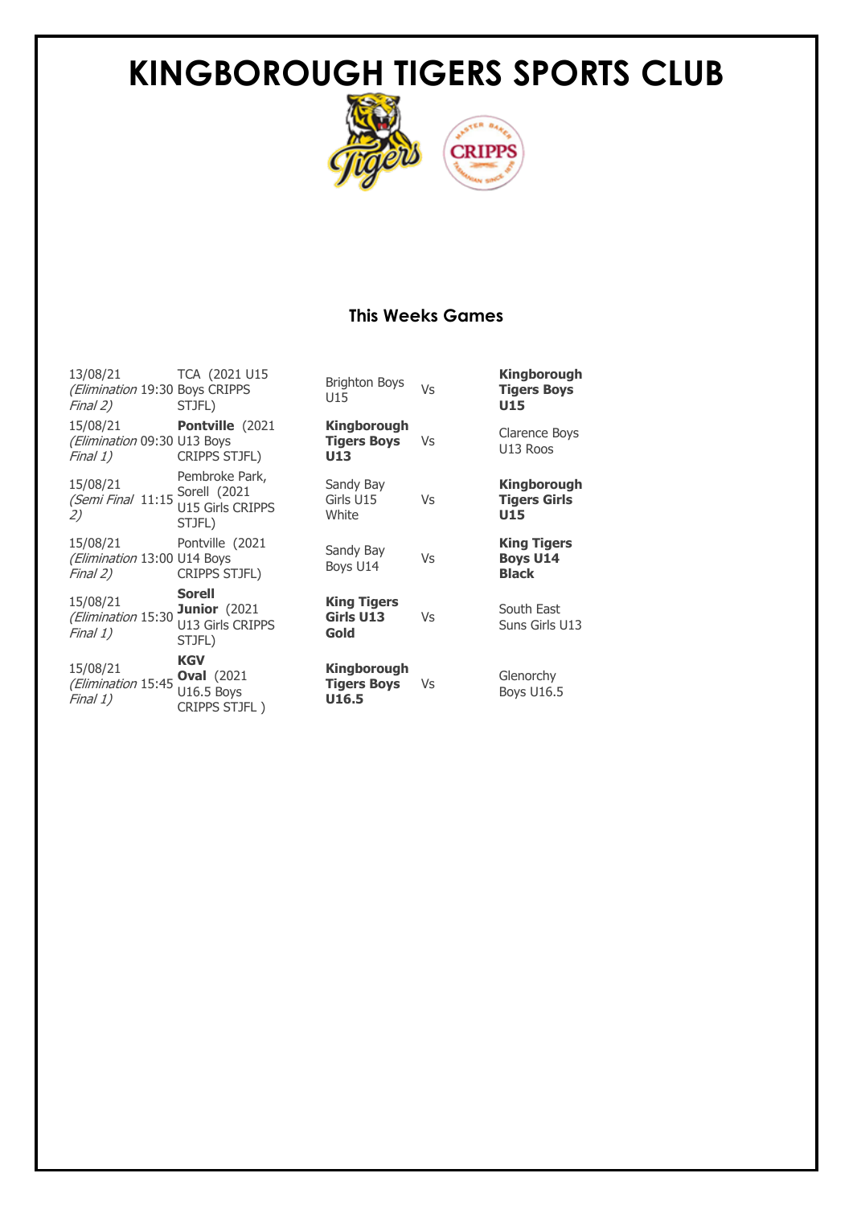# KINGBOROUGH TIGERS SPORTS CLUB

### This Weeks Games

| Date | Time | Venue | Home | | Away |
|---|---|---|---|---|---|
| 13/08/21 *(Elimination Final 2)* | 19:30 | TCA (2021 U15 Boys CRIPPS STJFL) | Brighton Boys U15 | Vs | **Kingborough Tigers Boys U15** |
| 15/08/21 *(Elimination Final 1)* | 09:30 | **Pontville** (2021 U13 Boys CRIPPS STJFL) | **Kingborough Tigers Boys U13** | Vs | Clarence Boys U13 Roos |
| 15/08/21 *(Semi Final 2)* | 11:15 | Pembroke Park, Sorell (2021 U15 Girls CRIPPS STJFL) | Sandy Bay Girls U15 White | Vs | **Kingborough Tigers Girls U15** |
| 15/08/21 *(Elimination Final 2)* | 13:00 | Pontville (2021 U14 Boys CRIPPS STJFL) | Sandy Bay Boys U14 | Vs | **King Tigers Boys U14 Black** |
| 15/08/21 *(Elimination Final 1)* | 15:30 | **Sorell Junior** (2021 U13 Girls CRIPPS STJFL) | **King Tigers Girls U13 Gold** | Vs | South East Suns Girls U13 |
| 15/08/21 *(Elimination Final 1)* | 15:45 | **KGV Oval** (2021 U16.5 Boys CRIPPS STJFL ) | **Kingborough Tigers Boys U16.5** | Vs | Glenorchy Boys U16.5 |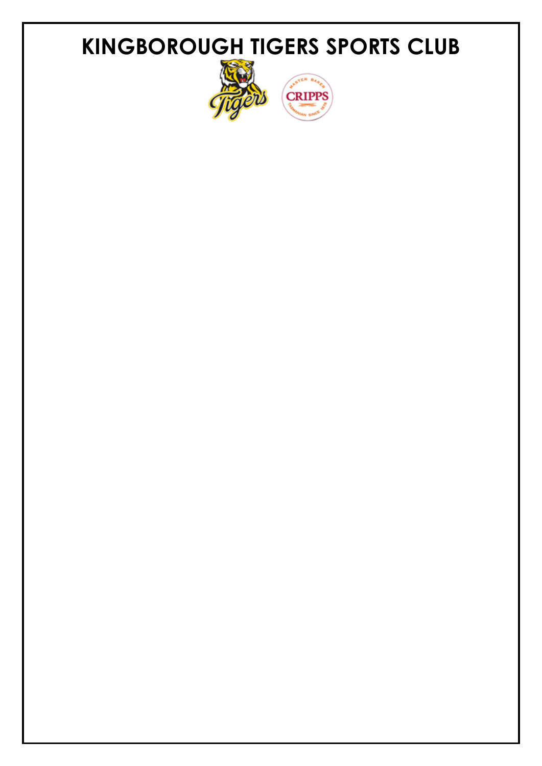# KINGBOROUGH TIGERS SPORTS CLUB